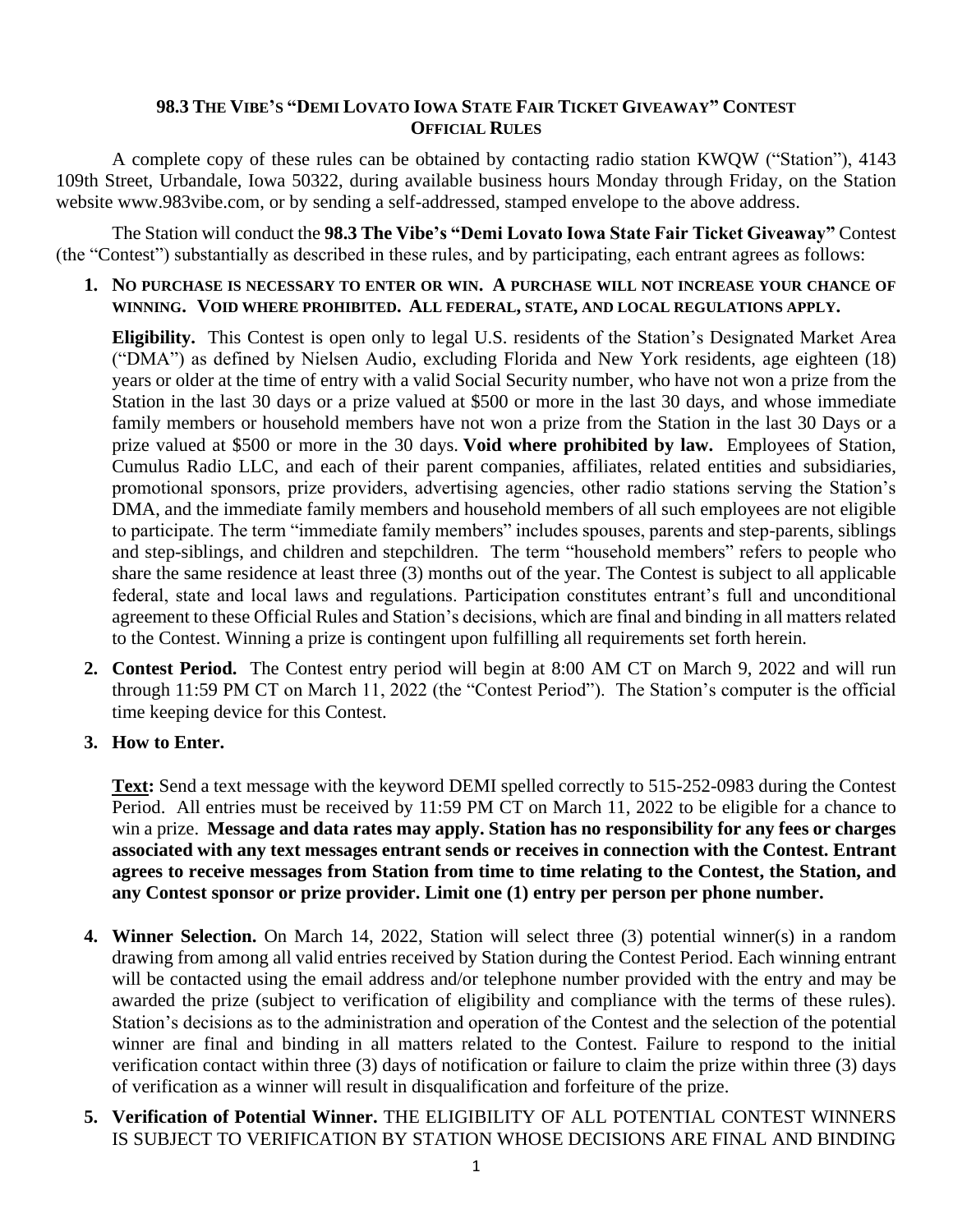# 98.3 The Vibe's "Demi Lovato Iowa State Fair Ticket Giveaway" Contest
## Official Rules

A complete copy of these rules can be obtained by contacting radio station KWQW ("Station"), 4143 109th Street, Urbandale, Iowa 50322, during available business hours Monday through Friday, on the Station website www.983vibe.com, or by sending a self-addressed, stamped envelope to the above address.

The Station will conduct the **98.3 The Vibe's "Demi Lovato Iowa State Fair Ticket Giveaway"** Contest (the "Contest") substantially as described in these rules, and by participating, each entrant agrees as follows:

1. **NO PURCHASE IS NECESSARY TO ENTER OR WIN. A PURCHASE WILL NOT INCREASE YOUR CHANCE OF WINNING. VOID WHERE PROHIBITED. ALL FEDERAL, STATE, AND LOCAL REGULATIONS APPLY.**

   **Eligibility.** This Contest is open only to legal U.S. residents of the Station's Designated Market Area ("DMA") as defined by Nielsen Audio, excluding Florida and New York residents, age eighteen (18) years or older at the time of entry with a valid Social Security number, who have not won a prize from the Station in the last 30 days or a prize valued at $500 or more in the last 30 days, and whose immediate family members or household members have not won a prize from the Station in the last 30 Days or a prize valued at $500 or more in the 30 days. **Void where prohibited by law.** Employees of Station, Cumulus Radio LLC, and each of their parent companies, affiliates, related entities and subsidiaries, promotional sponsors, prize providers, advertising agencies, other radio stations serving the Station's DMA, and the immediate family members and household members of all such employees are not eligible to participate. The term "immediate family members" includes spouses, parents and step-parents, siblings and step-siblings, and children and stepchildren. The term "household members" refers to people who share the same residence at least three (3) months out of the year. The Contest is subject to all applicable federal, state and local laws and regulations. Participation constitutes entrant's full and unconditional agreement to these Official Rules and Station's decisions, which are final and binding in all matters related to the Contest. Winning a prize is contingent upon fulfilling all requirements set forth herein.

2. **Contest Period.** The Contest entry period will begin at 8:00 AM CT on March 9, 2022 and will run through 11:59 PM CT on March 11, 2022 (the "Contest Period"). The Station's computer is the official time keeping device for this Contest.

3. **How to Enter.**

   **<u>Text</u>:** Send a text message with the keyword DEMI spelled correctly to 515-252-0983 during the Contest Period. All entries must be received by 11:59 PM CT on March 11, 2022 to be eligible for a chance to win a prize. **Message and data rates may apply. Station has no responsibility for any fees or charges associated with any text messages entrant sends or receives in connection with the Contest. Entrant agrees to receive messages from Station from time to time relating to the Contest, the Station, and any Contest sponsor or prize provider. Limit one (1) entry per person per phone number.**

4. **Winner Selection.** On March 14, 2022, Station will select three (3) potential winner(s) in a random drawing from among all valid entries received by Station during the Contest Period. Each winning entrant will be contacted using the email address and/or telephone number provided with the entry and may be awarded the prize (subject to verification of eligibility and compliance with the terms of these rules). Station's decisions as to the administration and operation of the Contest and the selection of the potential winner are final and binding in all matters related to the Contest. Failure to respond to the initial verification contact within three (3) days of notification or failure to claim the prize within three (3) days of verification as a winner will result in disqualification and forfeiture of the prize.

5. **Verification of Potential Winner.** THE ELIGIBILITY OF ALL POTENTIAL CONTEST WINNERS IS SUBJECT TO VERIFICATION BY STATION WHOSE DECISIONS ARE FINAL AND BINDING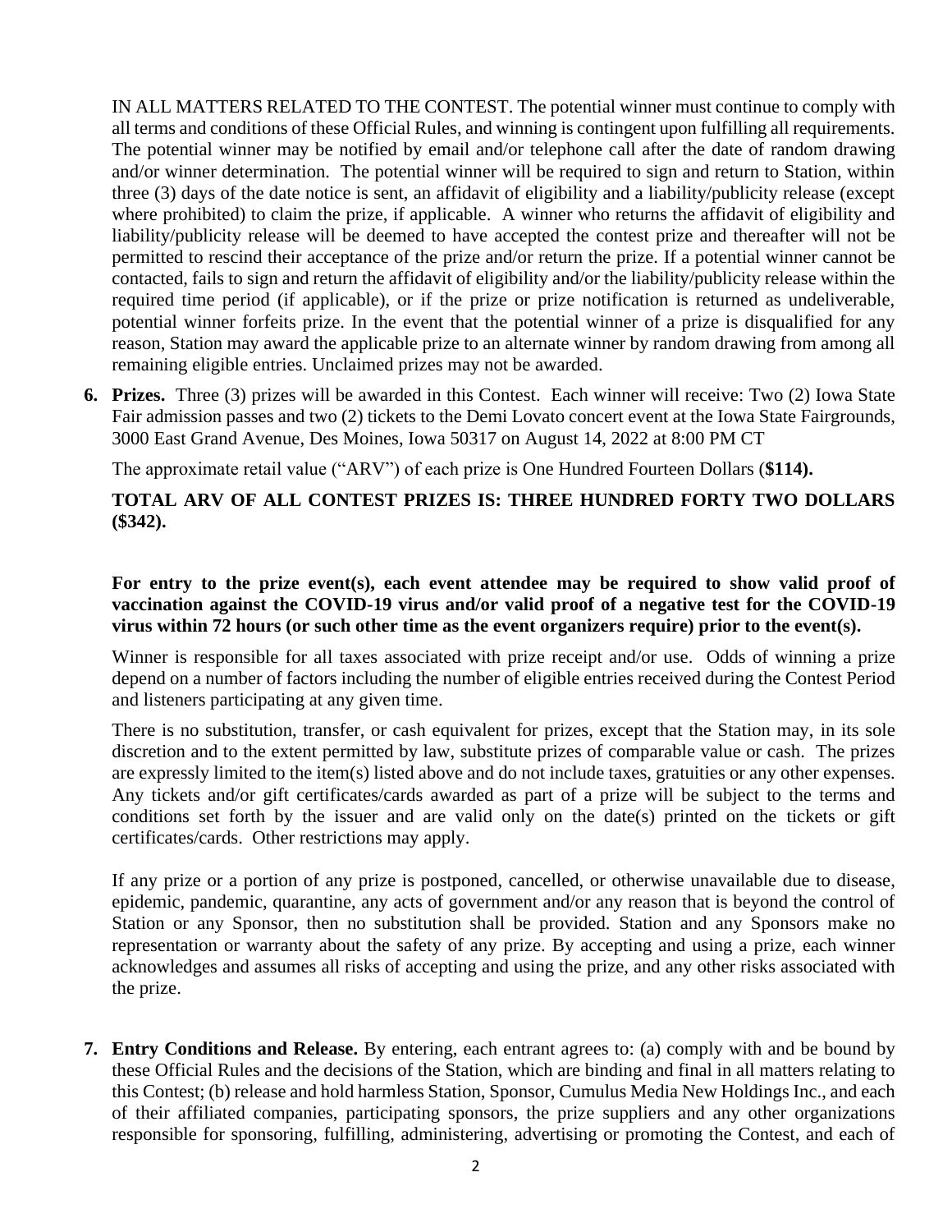IN ALL MATTERS RELATED TO THE CONTEST. The potential winner must continue to comply with all terms and conditions of these Official Rules, and winning is contingent upon fulfilling all requirements. The potential winner may be notified by email and/or telephone call after the date of random drawing and/or winner determination. The potential winner will be required to sign and return to Station, within three (3) days of the date notice is sent, an affidavit of eligibility and a liability/publicity release (except where prohibited) to claim the prize, if applicable. A winner who returns the affidavit of eligibility and liability/publicity release will be deemed to have accepted the contest prize and thereafter will not be permitted to rescind their acceptance of the prize and/or return the prize. If a potential winner cannot be contacted, fails to sign and return the affidavit of eligibility and/or the liability/publicity release within the required time period (if applicable), or if the prize or prize notification is returned as undeliverable, potential winner forfeits prize. In the event that the potential winner of a prize is disqualified for any reason, Station may award the applicable prize to an alternate winner by random drawing from among all remaining eligible entries. Unclaimed prizes may not be awarded.

6. **Prizes.** Three (3) prizes will be awarded in this Contest. Each winner will receive: Two (2) Iowa State Fair admission passes and two (2) tickets to the Demi Lovato concert event at the Iowa State Fairgrounds, 3000 East Grand Avenue, Des Moines, Iowa 50317 on August 14, 2022 at 8:00 PM CT

   The approximate retail value ("ARV") of each prize is One Hundred Fourteen Dollars (**$114).**

   **TOTAL ARV OF ALL CONTEST PRIZES IS: THREE HUNDRED FORTY TWO DOLLARS ($342).**

   **For entry to the prize event(s), each event attendee may be required to show valid proof of vaccination against the COVID-19 virus and/or valid proof of a negative test for the COVID-19 virus within 72 hours (or such other time as the event organizers require) prior to the event(s).**

   Winner is responsible for all taxes associated with prize receipt and/or use. Odds of winning a prize depend on a number of factors including the number of eligible entries received during the Contest Period and listeners participating at any given time.

   There is no substitution, transfer, or cash equivalent for prizes, except that the Station may, in its sole discretion and to the extent permitted by law, substitute prizes of comparable value or cash. The prizes are expressly limited to the item(s) listed above and do not include taxes, gratuities or any other expenses. Any tickets and/or gift certificates/cards awarded as part of a prize will be subject to the terms and conditions set forth by the issuer and are valid only on the date(s) printed on the tickets or gift certificates/cards. Other restrictions may apply.

   If any prize or a portion of any prize is postponed, cancelled, or otherwise unavailable due to disease, epidemic, pandemic, quarantine, any acts of government and/or any reason that is beyond the control of Station or any Sponsor, then no substitution shall be provided. Station and any Sponsors make no representation or warranty about the safety of any prize. By accepting and using a prize, each winner acknowledges and assumes all risks of accepting and using the prize, and any other risks associated with the prize.

7. **Entry Conditions and Release.** By entering, each entrant agrees to: (a) comply with and be bound by these Official Rules and the decisions of the Station, which are binding and final in all matters relating to this Contest; (b) release and hold harmless Station, Sponsor, Cumulus Media New Holdings Inc., and each of their affiliated companies, participating sponsors, the prize suppliers and any other organizations responsible for sponsoring, fulfilling, administering, advertising or promoting the Contest, and each of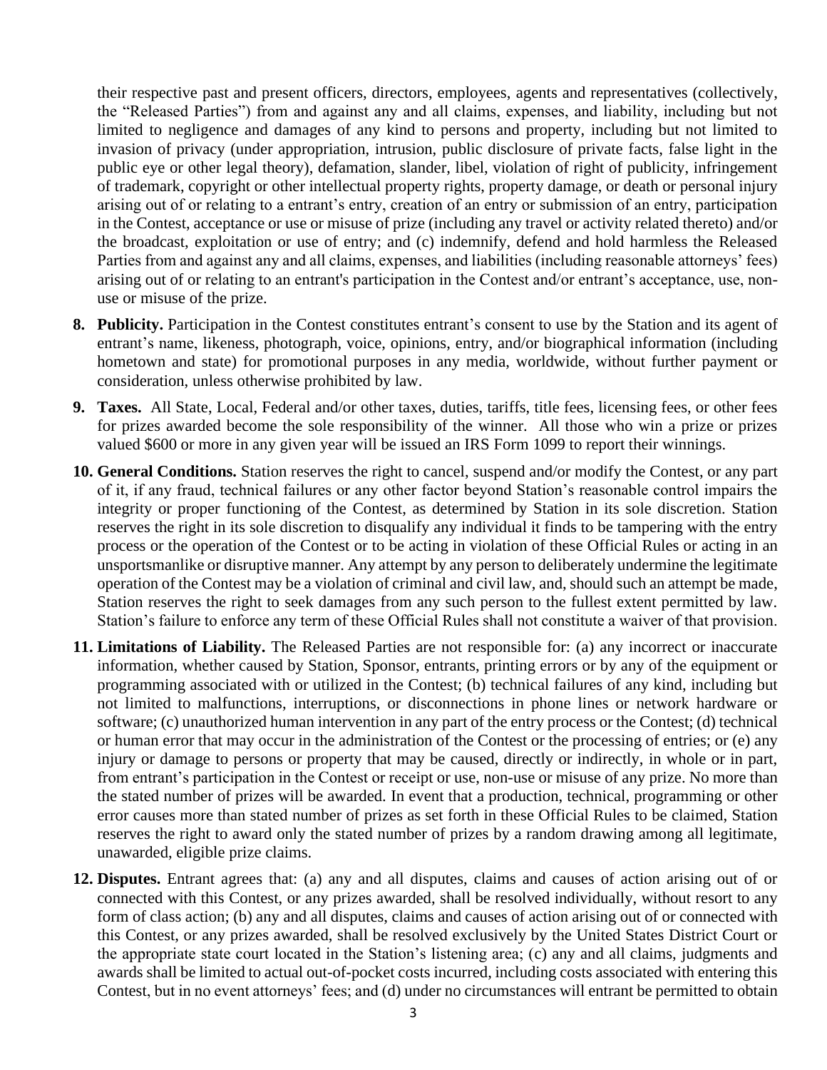their respective past and present officers, directors, employees, agents and representatives (collectively, the "Released Parties") from and against any and all claims, expenses, and liability, including but not limited to negligence and damages of any kind to persons and property, including but not limited to invasion of privacy (under appropriation, intrusion, public disclosure of private facts, false light in the public eye or other legal theory), defamation, slander, libel, violation of right of publicity, infringement of trademark, copyright or other intellectual property rights, property damage, or death or personal injury arising out of or relating to a entrant's entry, creation of an entry or submission of an entry, participation in the Contest, acceptance or use or misuse of prize (including any travel or activity related thereto) and/or the broadcast, exploitation or use of entry; and (c) indemnify, defend and hold harmless the Released Parties from and against any and all claims, expenses, and liabilities (including reasonable attorneys' fees) arising out of or relating to an entrant's participation in the Contest and/or entrant's acceptance, use, non-use or misuse of the prize.

8. **Publicity.** Participation in the Contest constitutes entrant's consent to use by the Station and its agent of entrant's name, likeness, photograph, voice, opinions, entry, and/or biographical information (including hometown and state) for promotional purposes in any media, worldwide, without further payment or consideration, unless otherwise prohibited by law.

9. **Taxes.** All State, Local, Federal and/or other taxes, duties, tariffs, title fees, licensing fees, or other fees for prizes awarded become the sole responsibility of the winner. All those who win a prize or prizes valued $600 or more in any given year will be issued an IRS Form 1099 to report their winnings.

10. **General Conditions.** Station reserves the right to cancel, suspend and/or modify the Contest, or any part of it, if any fraud, technical failures or any other factor beyond Station's reasonable control impairs the integrity or proper functioning of the Contest, as determined by Station in its sole discretion. Station reserves the right in its sole discretion to disqualify any individual it finds to be tampering with the entry process or the operation of the Contest or to be acting in violation of these Official Rules or acting in an unsportsmanlike or disruptive manner. Any attempt by any person to deliberately undermine the legitimate operation of the Contest may be a violation of criminal and civil law, and, should such an attempt be made, Station reserves the right to seek damages from any such person to the fullest extent permitted by law. Station's failure to enforce any term of these Official Rules shall not constitute a waiver of that provision.

11. **Limitations of Liability.** The Released Parties are not responsible for: (a) any incorrect or inaccurate information, whether caused by Station, Sponsor, entrants, printing errors or by any of the equipment or programming associated with or utilized in the Contest; (b) technical failures of any kind, including but not limited to malfunctions, interruptions, or disconnections in phone lines or network hardware or software; (c) unauthorized human intervention in any part of the entry process or the Contest; (d) technical or human error that may occur in the administration of the Contest or the processing of entries; or (e) any injury or damage to persons or property that may be caused, directly or indirectly, in whole or in part, from entrant's participation in the Contest or receipt or use, non-use or misuse of any prize. No more than the stated number of prizes will be awarded. In event that a production, technical, programming or other error causes more than stated number of prizes as set forth in these Official Rules to be claimed, Station reserves the right to award only the stated number of prizes by a random drawing among all legitimate, unawarded, eligible prize claims.

12. **Disputes.** Entrant agrees that: (a) any and all disputes, claims and causes of action arising out of or connected with this Contest, or any prizes awarded, shall be resolved individually, without resort to any form of class action; (b) any and all disputes, claims and causes of action arising out of or connected with this Contest, or any prizes awarded, shall be resolved exclusively by the United States District Court or the appropriate state court located in the Station's listening area; (c) any and all claims, judgments and awards shall be limited to actual out-of-pocket costs incurred, including costs associated with entering this Contest, but in no event attorneys' fees; and (d) under no circumstances will entrant be permitted to obtain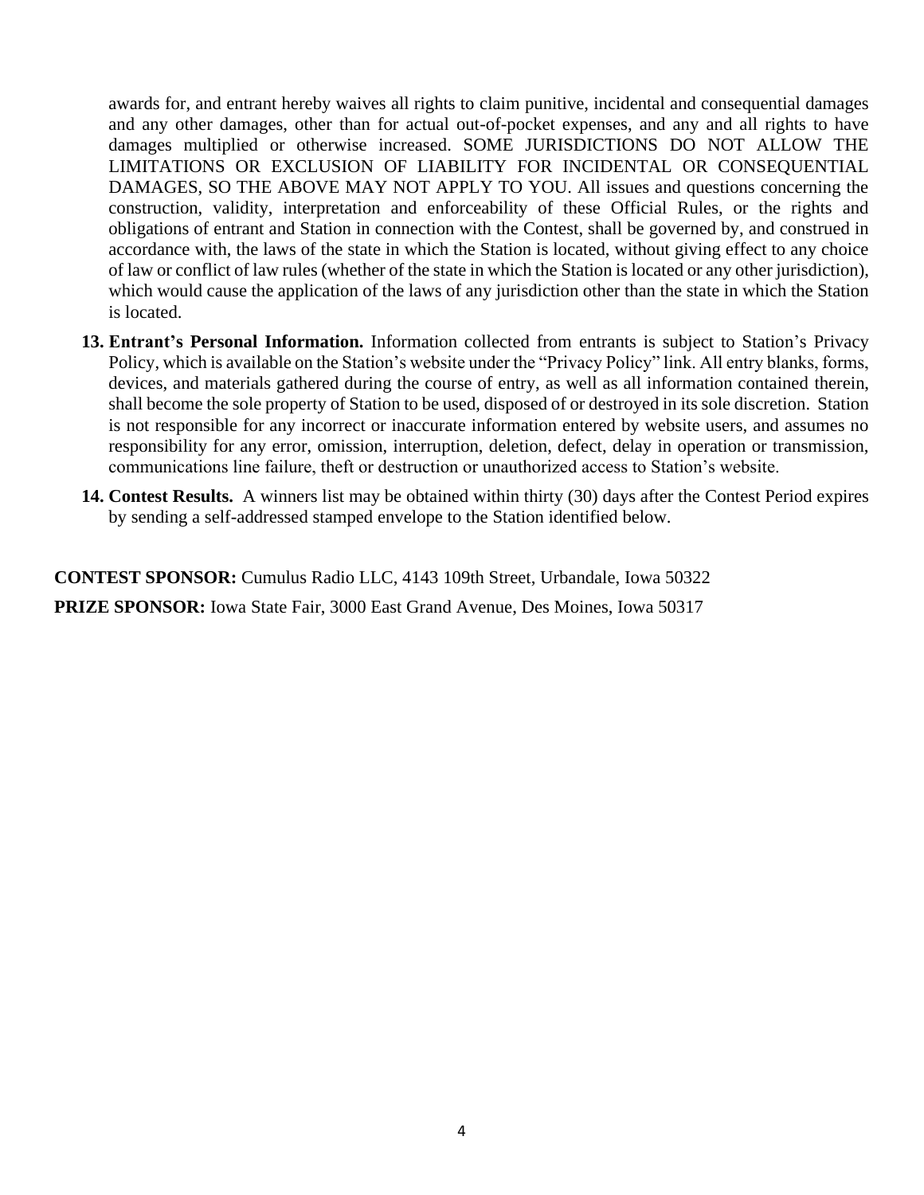awards for, and entrant hereby waives all rights to claim punitive, incidental and consequential damages and any other damages, other than for actual out-of-pocket expenses, and any and all rights to have damages multiplied or otherwise increased. SOME JURISDICTIONS DO NOT ALLOW THE LIMITATIONS OR EXCLUSION OF LIABILITY FOR INCIDENTAL OR CONSEQUENTIAL DAMAGES, SO THE ABOVE MAY NOT APPLY TO YOU. All issues and questions concerning the construction, validity, interpretation and enforceability of these Official Rules, or the rights and obligations of entrant and Station in connection with the Contest, shall be governed by, and construed in accordance with, the laws of the state in which the Station is located, without giving effect to any choice of law or conflict of law rules (whether of the state in which the Station is located or any other jurisdiction), which would cause the application of the laws of any jurisdiction other than the state in which the Station is located.

13. **Entrant's Personal Information.** Information collected from entrants is subject to Station's Privacy Policy, which is available on the Station's website under the "Privacy Policy" link. All entry blanks, forms, devices, and materials gathered during the course of entry, as well as all information contained therein, shall become the sole property of Station to be used, disposed of or destroyed in its sole discretion. Station is not responsible for any incorrect or inaccurate information entered by website users, and assumes no responsibility for any error, omission, interruption, deletion, defect, delay in operation or transmission, communications line failure, theft or destruction or unauthorized access to Station's website.

14. **Contest Results.** A winners list may be obtained within thirty (30) days after the Contest Period expires by sending a self-addressed stamped envelope to the Station identified below.

**CONTEST SPONSOR:** Cumulus Radio LLC, 4143 109th Street, Urbandale, Iowa 50322

**PRIZE SPONSOR:** Iowa State Fair, 3000 East Grand Avenue, Des Moines, Iowa 50317